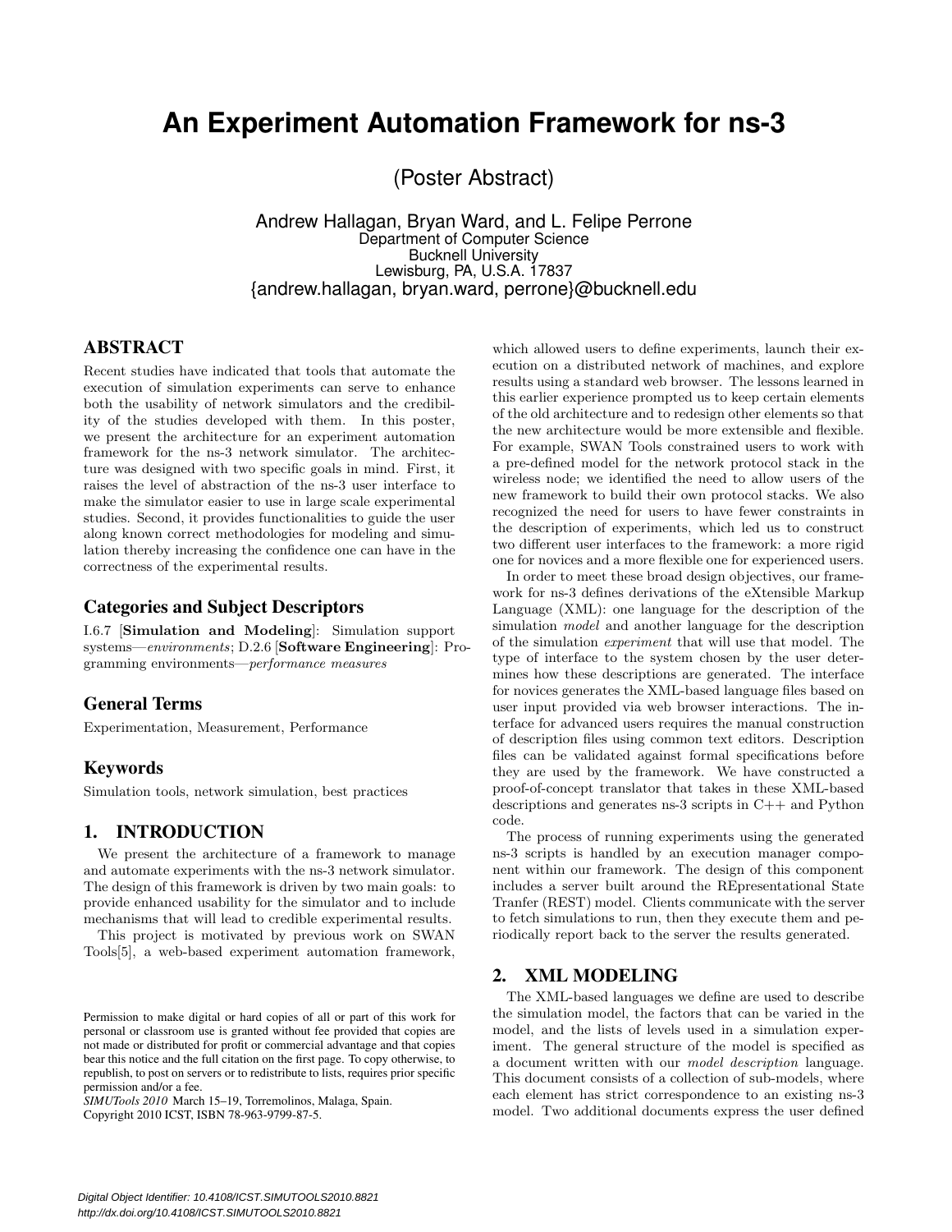# An Experiment Automation Framework for ns-3

(Poster Abstract)

Andrew Hallagan, Bryan Ward, and L. Felipe Perrone
Department of Computer Science
Bucknell University
Lewisburg, PA, U.S.A. 17837
{andrew.hallagan, bryan.ward, perrone}@bucknell.edu

## ABSTRACT

Recent studies have indicated that tools that automate the execution of simulation experiments can serve to enhance both the usability of network simulators and the credibility of the studies developed with them. In this poster, we present the architecture for an experiment automation framework for the ns-3 network simulator. The architecture was designed with two specific goals in mind. First, it raises the level of abstraction of the ns-3 user interface to make the simulator easier to use in large scale experimental studies. Second, it provides functionalities to guide the user along known correct methodologies for modeling and simulation thereby increasing the confidence one can have in the correctness of the experimental results.

### Categories and Subject Descriptors

I.6.7 [**Simulation and Modeling**]: Simulation support systems—*environments*; D.2.6 [**Software Engineering**]: Programming environments—*performance measures*

### General Terms

Experimentation, Measurement, Performance

### Keywords

Simulation tools, network simulation, best practices

## 1. INTRODUCTION

We present the architecture of a framework to manage and automate experiments with the ns-3 network simulator. The design of this framework is driven by two main goals: to provide enhanced usability for the simulator and to include mechanisms that will lead to credible experimental results.

This project is motivated by previous work on SWAN Tools[5], a web-based experiment automation framework, which allowed users to define experiments, launch their execution on a distributed network of machines, and explore results using a standard web browser. The lessons learned in this earlier experience prompted us to keep certain elements of the old architecture and to redesign other elements so that the new architecture would be more extensible and flexible. For example, SWAN Tools constrained users to work with a pre-defined model for the network protocol stack in the wireless node; we identified the need to allow users of the new framework to build their own protocol stacks. We also recognized the need for users to have fewer constraints in the description of experiments, which led us to construct two different user interfaces to the framework: a more rigid one for novices and a more flexible one for experienced users.

In order to meet these broad design objectives, our framework for ns-3 defines derivations of the eXtensible Markup Language (XML): one language for the description of the simulation *model* and another language for the description of the simulation *experiment* that will use that model. The type of interface to the system chosen by the user determines how these descriptions are generated. The interface for novices generates the XML-based language files based on user input provided via web browser interactions. The interface for advanced users requires the manual construction of description files using common text editors. Description files can be validated against formal specifications before they are used by the framework. We have constructed a proof-of-concept translator that takes in these XML-based descriptions and generates ns-3 scripts in C++ and Python code.

The process of running experiments using the generated ns-3 scripts is handled by an execution manager component within our framework. The design of this component includes a server built around the REpresentational State Tranfer (REST) model. Clients communicate with the server to fetch simulations to run, then they execute them and periodically report back to the server the results generated.

## 2. XML MODELING

The XML-based languages we define are used to describe the simulation model, the factors that can be varied in the model, and the lists of levels used in a simulation experiment. The general structure of the model is specified as a document written with our *model description* language. This document consists of a collection of sub-models, where each element has strict correspondence to an existing ns-3 model. Two additional documents express the user defined

Permission to make digital or hard copies of all or part of this work for personal or classroom use is granted without fee provided that copies are not made or distributed for profit or commercial advantage and that copies bear this notice and the full citation on the first page. To copy otherwise, to republish, to post on servers or to redistribute to lists, requires prior specific permission and/or a fee.
*SIMUTools 2010* March 15–19, Torremolinos, Malaga, Spain.
Copyright 2010 ICST, ISBN 78-963-9799-87-5.

*Digital Object Identifier: 10.4108/ICST.SIMUTOOLS2010.8821*
*http://dx.doi.org/10.4108/ICST.SIMUTOOLS2010.8821*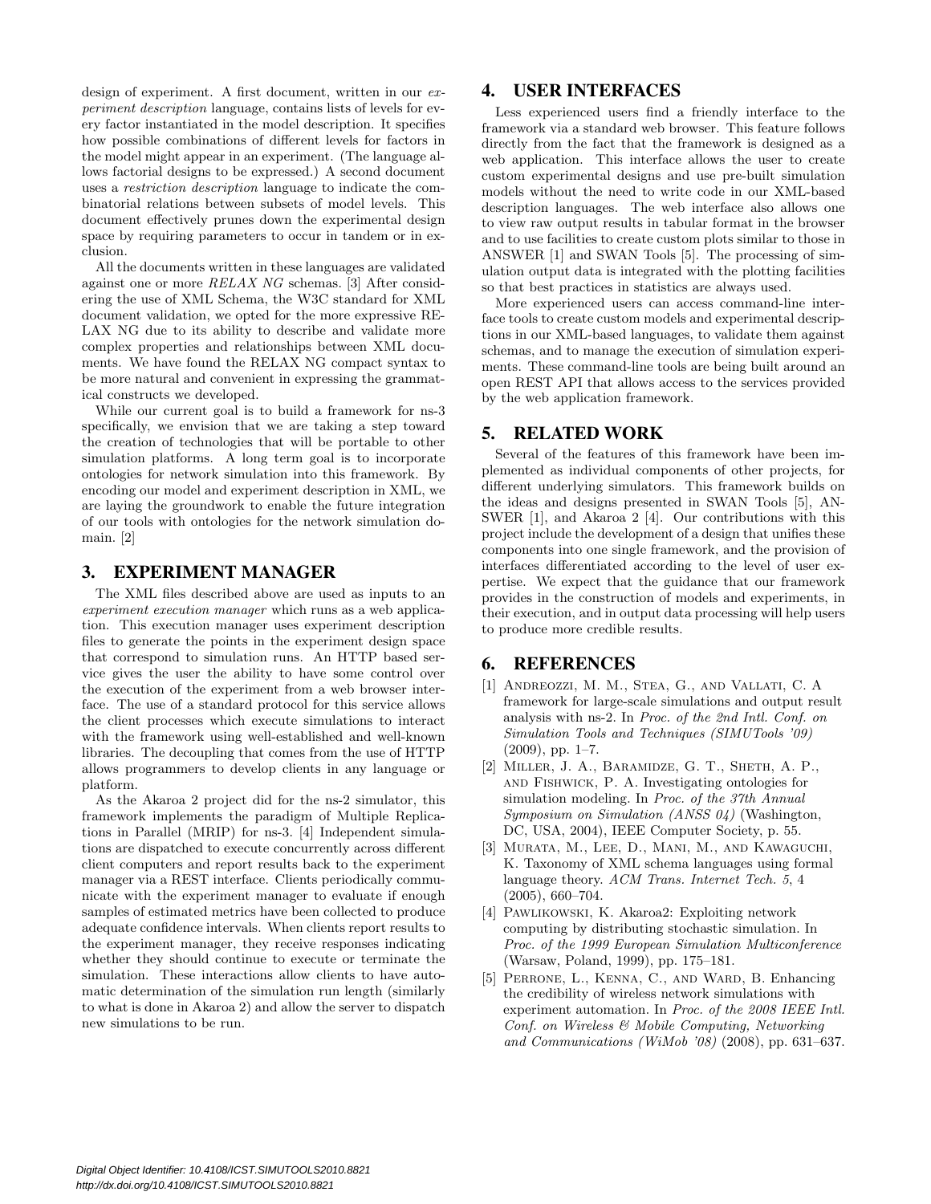design of experiment. A first document, written in our *experiment description* language, contains lists of levels for every factor instantiated in the model description. It specifies how possible combinations of different levels for factors in the model might appear in an experiment. (The language allows factorial designs to be expressed.) A second document uses a *restriction description* language to indicate the combinatorial relations between subsets of model levels. This document effectively prunes down the experimental design space by requiring parameters to occur in tandem or in exclusion.

All the documents written in these languages are validated against one or more *RELAX NG* schemas. [3] After considering the use of XML Schema, the W3C standard for XML document validation, we opted for the more expressive RELAX NG due to its ability to describe and validate more complex properties and relationships between XML documents. We have found the RELAX NG compact syntax to be more natural and convenient in expressing the grammatical constructs we developed.

While our current goal is to build a framework for ns-3 specifically, we envision that we are taking a step toward the creation of technologies that will be portable to other simulation platforms. A long term goal is to incorporate ontologies for network simulation into this framework. By encoding our model and experiment description in XML, we are laying the groundwork to enable the future integration of our tools with ontologies for the network simulation domain. [2]

## 3. EXPERIMENT MANAGER

The XML files described above are used as inputs to an *experiment execution manager* which runs as a web application. This execution manager uses experiment description files to generate the points in the experiment design space that correspond to simulation runs. An HTTP based service gives the user the ability to have some control over the execution of the experiment from a web browser interface. The use of a standard protocol for this service allows the client processes which execute simulations to interact with the framework using well-established and well-known libraries. The decoupling that comes from the use of HTTP allows programmers to develop clients in any language or platform.

As the Akaroa 2 project did for the ns-2 simulator, this framework implements the paradigm of Multiple Replications in Parallel (MRIP) for ns-3. [4] Independent simulations are dispatched to execute concurrently across different client computers and report results back to the experiment manager via a REST interface. Clients periodically communicate with the experiment manager to evaluate if enough samples of estimated metrics have been collected to produce adequate confidence intervals. When clients report results to the experiment manager, they receive responses indicating whether they should continue to execute or terminate the simulation. These interactions allow clients to have automatic determination of the simulation run length (similarly to what is done in Akaroa 2) and allow the server to dispatch new simulations to be run.

## 4. USER INTERFACES

Less experienced users find a friendly interface to the framework via a standard web browser. This feature follows directly from the fact that the framework is designed as a web application. This interface allows the user to create custom experimental designs and use pre-built simulation models without the need to write code in our XML-based description languages. The web interface also allows one to view raw output results in tabular format in the browser and to use facilities to create custom plots similar to those in ANSWER [1] and SWAN Tools [5]. The processing of simulation output data is integrated with the plotting facilities so that best practices in statistics are always used.

More experienced users can access command-line interface tools to create custom models and experimental descriptions in our XML-based languages, to validate them against schemas, and to manage the execution of simulation experiments. These command-line tools are being built around an open REST API that allows access to the services provided by the web application framework.

## 5. RELATED WORK

Several of the features of this framework have been implemented as individual components of other projects, for different underlying simulators. This framework builds on the ideas and designs presented in SWAN Tools [5], ANSWER [1], and Akaroa 2 [4]. Our contributions with this project include the development of a design that unifies these components into one single framework, and the provision of interfaces differentiated according to the level of user expertise. We expect that the guidance that our framework provides in the construction of models and experiments, in their execution, and in output data processing will help users to produce more credible results.

## 6. REFERENCES

[1] Andreozzi, M. M., Stea, G., and Vallati, C. A framework for large-scale simulations and output result analysis with ns-2. In *Proc. of the 2nd Intl. Conf. on Simulation Tools and Techniques (SIMUTools '09)* (2009), pp. 1–7.

[2] Miller, J. A., Baramidze, G. T., Sheth, A. P., and Fishwick, P. A. Investigating ontologies for simulation modeling. In *Proc. of the 37th Annual Symposium on Simulation (ANSS 04)* (Washington, DC, USA, 2004), IEEE Computer Society, p. 55.

[3] Murata, M., Lee, D., Mani, M., and Kawaguchi, K. Taxonomy of XML schema languages using formal language theory. *ACM Trans. Internet Tech. 5*, 4 (2005), 660–704.

[4] Pawlikowski, K. Akaroa2: Exploiting network computing by distributing stochastic simulation. In *Proc. of the 1999 European Simulation Multiconference* (Warsaw, Poland, 1999), pp. 175–181.

[5] Perrone, L., Kenna, C., and Ward, B. Enhancing the credibility of wireless network simulations with experiment automation. In *Proc. of the 2008 IEEE Intl. Conf. on Wireless & Mobile Computing, Networking and Communications (WiMob '08)* (2008), pp. 631–637.

*Digital Object Identifier: 10.4108/ICST.SIMUTOOLS2010.8821*
*http://dx.doi.org/10.4108/ICST.SIMUTOOLS2010.8821*